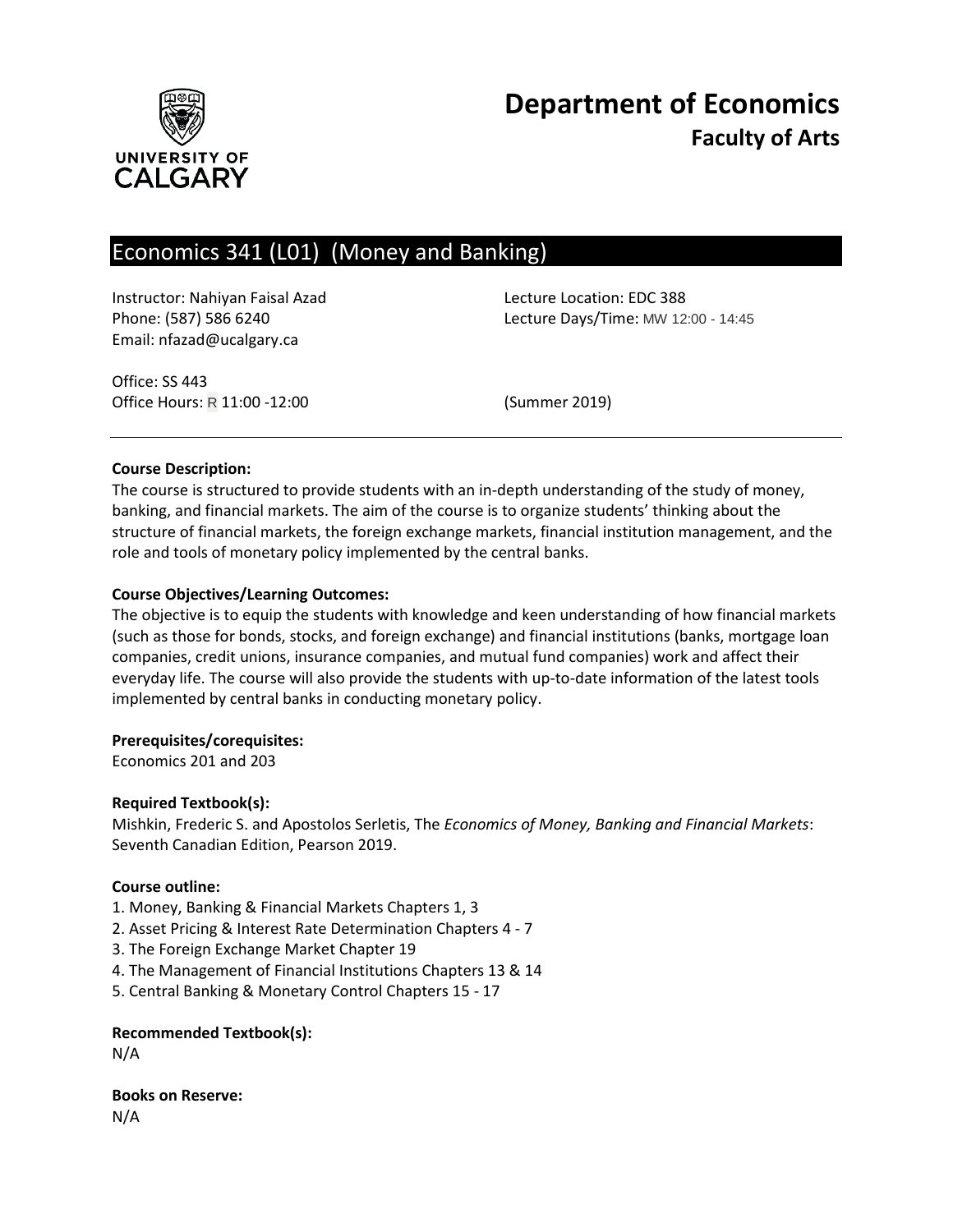# Department of Economics
## Faculty of Arts

## Economics 341 (L01) (Money and Banking)

Instructor: Nahiyan Faisal Azad
Phone: (587) 586 6240
Email: nfazad@ucalgary.ca

Lecture Location: EDC 388
Lecture Days/Time: MW 12:00 - 14:45

Office: SS 443
Office Hours: R 11:00 -12:00

(Summer 2019)

**Course Description:**

The course is structured to provide students with an in-depth understanding of the study of money, banking, and financial markets. The aim of the course is to organize students' thinking about the structure of financial markets, the foreign exchange markets, financial institution management, and the role and tools of monetary policy implemented by the central banks.

**Course Objectives/Learning Outcomes:**

The objective is to equip the students with knowledge and keen understanding of how financial markets (such as those for bonds, stocks, and foreign exchange) and financial institutions (banks, mortgage loan companies, credit unions, insurance companies, and mutual fund companies) work and affect their everyday life. The course will also provide the students with up-to-date information of the latest tools implemented by central banks in conducting monetary policy.

**Prerequisites/corequisites:**

Economics 201 and 203

**Required Textbook(s):**

Mishkin, Frederic S. and Apostolos Serletis, The *Economics of Money, Banking and Financial Markets*: Seventh Canadian Edition, Pearson 2019.

**Course outline:**

1. Money, Banking & Financial Markets Chapters 1, 3
2. Asset Pricing & Interest Rate Determination Chapters 4 - 7
3. The Foreign Exchange Market Chapter 19
4. The Management of Financial Institutions Chapters 13 & 14
5. Central Banking & Monetary Control Chapters 15 - 17

**Recommended Textbook(s):**

N/A

**Books on Reserve:**

N/A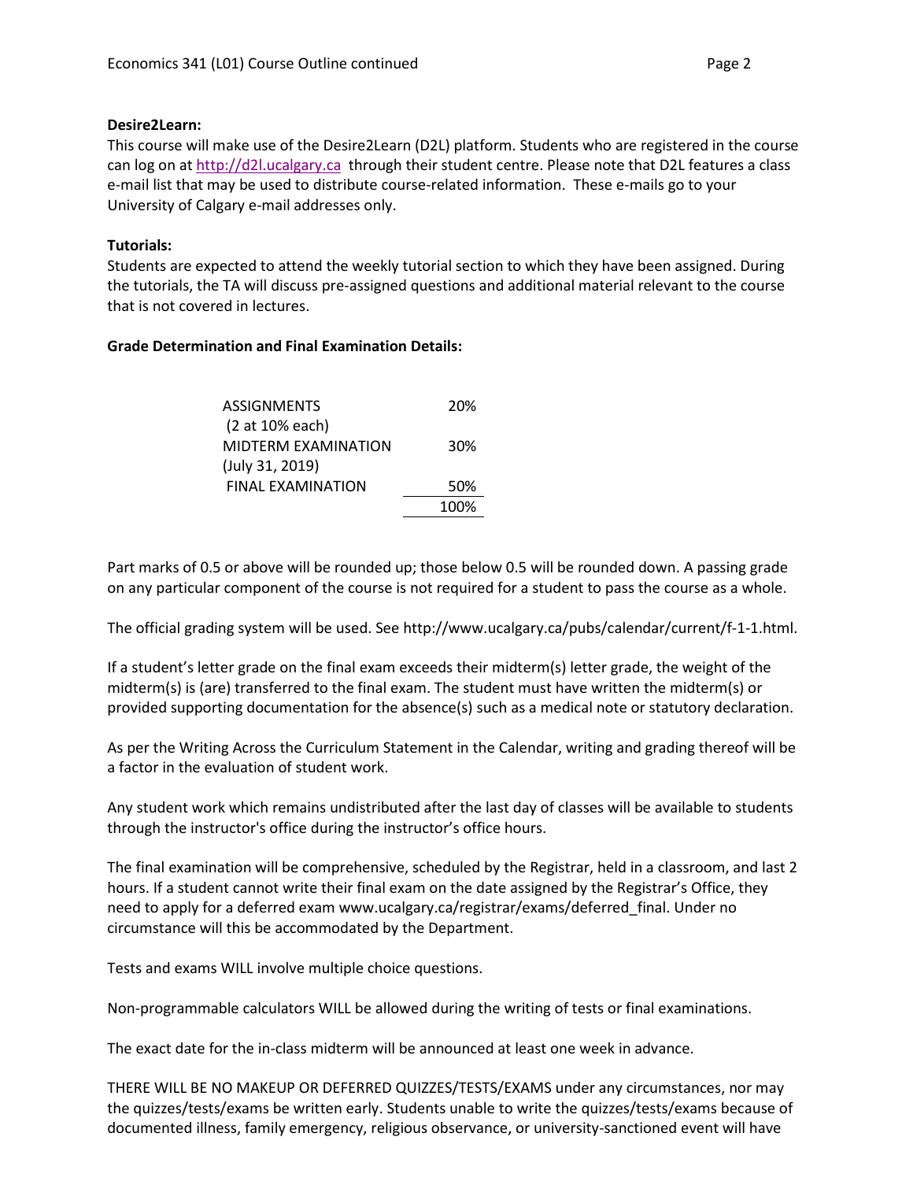**Desire2Learn:**
This course will make use of the Desire2Learn (D2L) platform. Students who are registered in the course can log on at http://d2l.ucalgary.ca through their student centre. Please note that D2L features a class e-mail list that may be used to distribute course-related information. These e-mails go to your University of Calgary e-mail addresses only.

**Tutorials:**
Students are expected to attend the weekly tutorial section to which they have been assigned. During the tutorials, the TA will discuss pre-assigned questions and additional material relevant to the course that is not covered in lectures.

**Grade Determination and Final Examination Details:**

| | |
|---|---|
| ASSIGNMENTS (2 at 10% each) | 20% |
| MIDTERM EXAMINATION (July 31, 2019) | 30% |
| FINAL EXAMINATION | 50% |
| | 100% |

Part marks of 0.5 or above will be rounded up; those below 0.5 will be rounded down. A passing grade on any particular component of the course is not required for a student to pass the course as a whole.

The official grading system will be used. See http://www.ucalgary.ca/pubs/calendar/current/f-1-1.html.

If a student's letter grade on the final exam exceeds their midterm(s) letter grade, the weight of the midterm(s) is (are) transferred to the final exam. The student must have written the midterm(s) or provided supporting documentation for the absence(s) such as a medical note or statutory declaration.

As per the Writing Across the Curriculum Statement in the Calendar, writing and grading thereof will be a factor in the evaluation of student work.

Any student work which remains undistributed after the last day of classes will be available to students through the instructor's office during the instructor's office hours.

The final examination will be comprehensive, scheduled by the Registrar, held in a classroom, and last 2 hours. If a student cannot write their final exam on the date assigned by the Registrar's Office, they need to apply for a deferred exam www.ucalgary.ca/registrar/exams/deferred_final. Under no circumstance will this be accommodated by the Department.

Tests and exams WILL involve multiple choice questions.

Non-programmable calculators WILL be allowed during the writing of tests or final examinations.

The exact date for the in-class midterm will be announced at least one week in advance.

THERE WILL BE NO MAKEUP OR DEFERRED QUIZZES/TESTS/EXAMS under any circumstances, nor may the quizzes/tests/exams be written early. Students unable to write the quizzes/tests/exams because of documented illness, family emergency, religious observance, or university-sanctioned event will have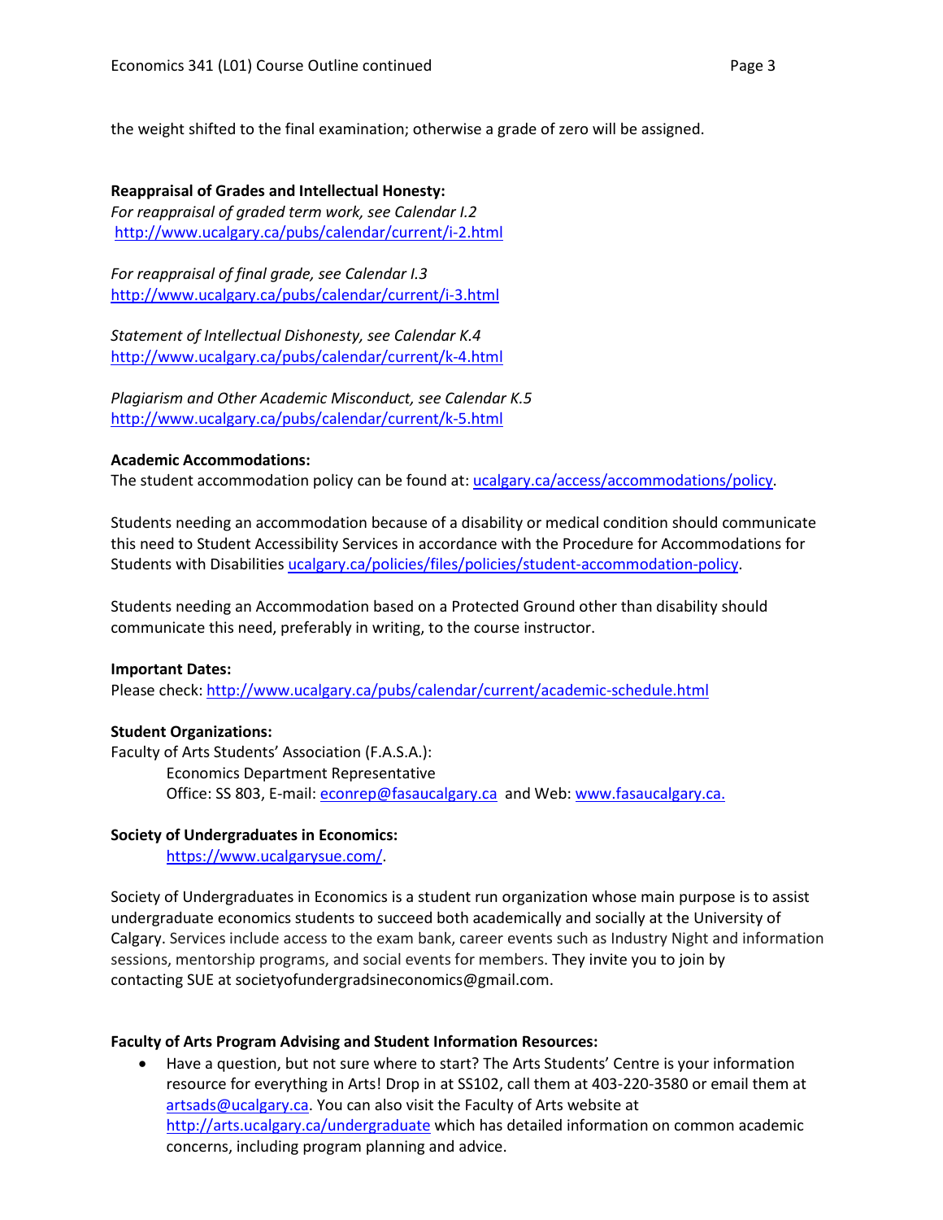the weight shifted to the final examination; otherwise a grade of zero will be assigned.

**Reappraisal of Grades and Intellectual Honesty:**

*For reappraisal of graded term work, see Calendar I.2*
http://www.ucalgary.ca/pubs/calendar/current/i-2.html

*For reappraisal of final grade, see Calendar I.3*
http://www.ucalgary.ca/pubs/calendar/current/i-3.html

*Statement of Intellectual Dishonesty, see Calendar K.4*
http://www.ucalgary.ca/pubs/calendar/current/k-4.html

*Plagiarism and Other Academic Misconduct, see Calendar K.5*
http://www.ucalgary.ca/pubs/calendar/current/k-5.html

**Academic Accommodations:**

The student accommodation policy can be found at: ucalgary.ca/access/accommodations/policy.

Students needing an accommodation because of a disability or medical condition should communicate this need to Student Accessibility Services in accordance with the Procedure for Accommodations for Students with Disabilities ucalgary.ca/policies/files/policies/student-accommodation-policy.

Students needing an Accommodation based on a Protected Ground other than disability should communicate this need, preferably in writing, to the course instructor.

**Important Dates:**

Please check: http://www.ucalgary.ca/pubs/calendar/current/academic-schedule.html

**Student Organizations:**

Faculty of Arts Students' Association (F.A.S.A.):

Economics Department Representative
Office: SS 803, E-mail: econrep@fasaucalgary.ca and Web: www.fasaucalgary.ca.

**Society of Undergraduates in Economics:**

https://www.ucalgarysue.com/.

Society of Undergraduates in Economics is a student run organization whose main purpose is to assist undergraduate economics students to succeed both academically and socially at the University of Calgary. Services include access to the exam bank, career events such as Industry Night and information sessions, mentorship programs, and social events for members. They invite you to join by contacting SUE at societyofundergradsineconomics@gmail.com.

**Faculty of Arts Program Advising and Student Information Resources:**

- Have a question, but not sure where to start? The Arts Students' Centre is your information resource for everything in Arts! Drop in at SS102, call them at 403-220-3580 or email them at artsads@ucalgary.ca. You can also visit the Faculty of Arts website at http://arts.ucalgary.ca/undergraduate which has detailed information on common academic concerns, including program planning and advice.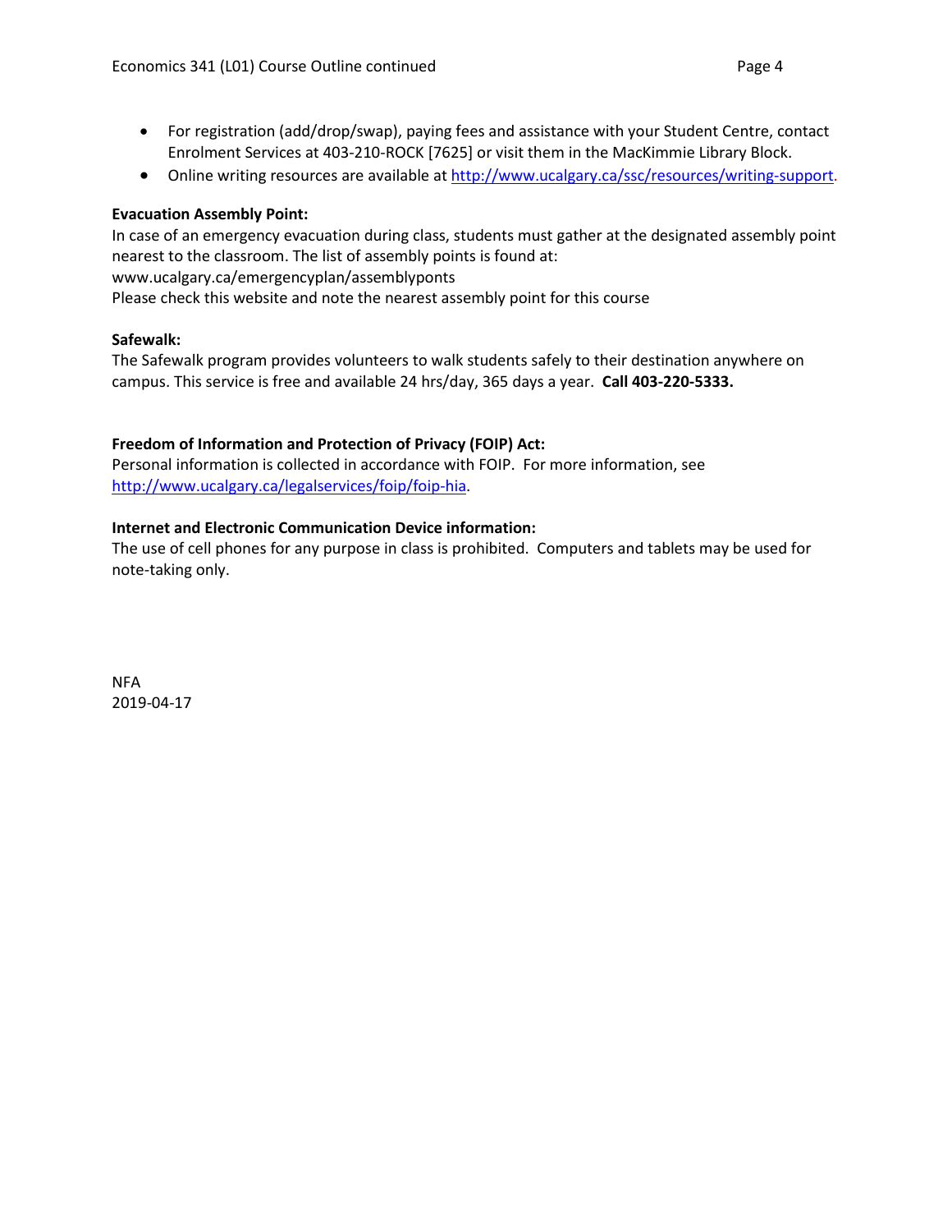- For registration (add/drop/swap), paying fees and assistance with your Student Centre, contact Enrolment Services at 403-210-ROCK [7625] or visit them in the MacKimmie Library Block.
- Online writing resources are available at http://www.ucalgary.ca/ssc/resources/writing-support.

**Evacuation Assembly Point:**
In case of an emergency evacuation during class, students must gather at the designated assembly point nearest to the classroom. The list of assembly points is found at:
www.ucalgary.ca/emergencyplan/assemblyponts
Please check this website and note the nearest assembly point for this course

**Safewalk:**
The Safewalk program provides volunteers to walk students safely to their destination anywhere on campus. This service is free and available 24 hrs/day, 365 days a year. **Call 403-220-5333.**

**Freedom of Information and Protection of Privacy (FOIP) Act:**
Personal information is collected in accordance with FOIP. For more information, see http://www.ucalgary.ca/legalservices/foip/foip-hia.

**Internet and Electronic Communication Device information:**
The use of cell phones for any purpose in class is prohibited. Computers and tablets may be used for note-taking only.

NFA
2019-04-17